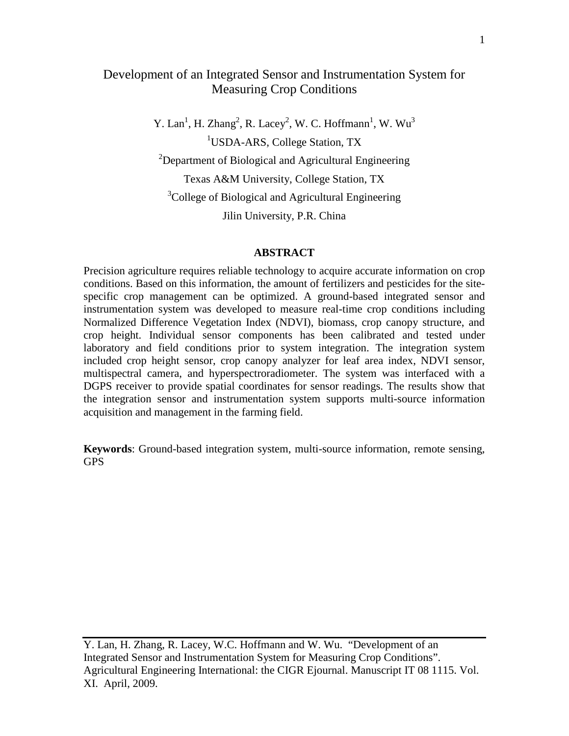# Development of an Integrated Sensor and Instrumentation System for Measuring Crop Conditions

Y. Lan[1], H. Zhang[2], R. Lacey[2], W. C. Hoffmann[1], W. Wu[3]

[1]USDA-ARS, College Station, TX

[2]Department of Biological and Agricultural Engineering

Texas A&M University, College Station, TX

[3]College of Biological and Agricultural Engineering

Jilin University, P.R. China

## ABSTRACT

Precision agriculture requires reliable technology to acquire accurate information on crop conditions. Based on this information, the amount of fertilizers and pesticides for the site-specific crop management can be optimized. A ground-based integrated sensor and instrumentation system was developed to measure real-time crop conditions including Normalized Difference Vegetation Index (NDVI), biomass, crop canopy structure, and crop height. Individual sensor components has been calibrated and tested under laboratory and field conditions prior to system integration. The integration system included crop height sensor, crop canopy analyzer for leaf area index, NDVI sensor, multispectral camera, and hyperspectroradiometer. The system was interfaced with a DGPS receiver to provide spatial coordinates for sensor readings. The results show that the integration sensor and instrumentation system supports multi-source information acquisition and management in the farming field.

**Keywords**: Ground-based integration system, multi-source information, remote sensing, GPS

---

Y. Lan, H. Zhang, R. Lacey, W.C. Hoffmann and W. Wu. "Development of an Integrated Sensor and Instrumentation System for Measuring Crop Conditions". Agricultural Engineering International: the CIGR Ejournal. Manuscript IT 08 1115. Vol. XI. April, 2009.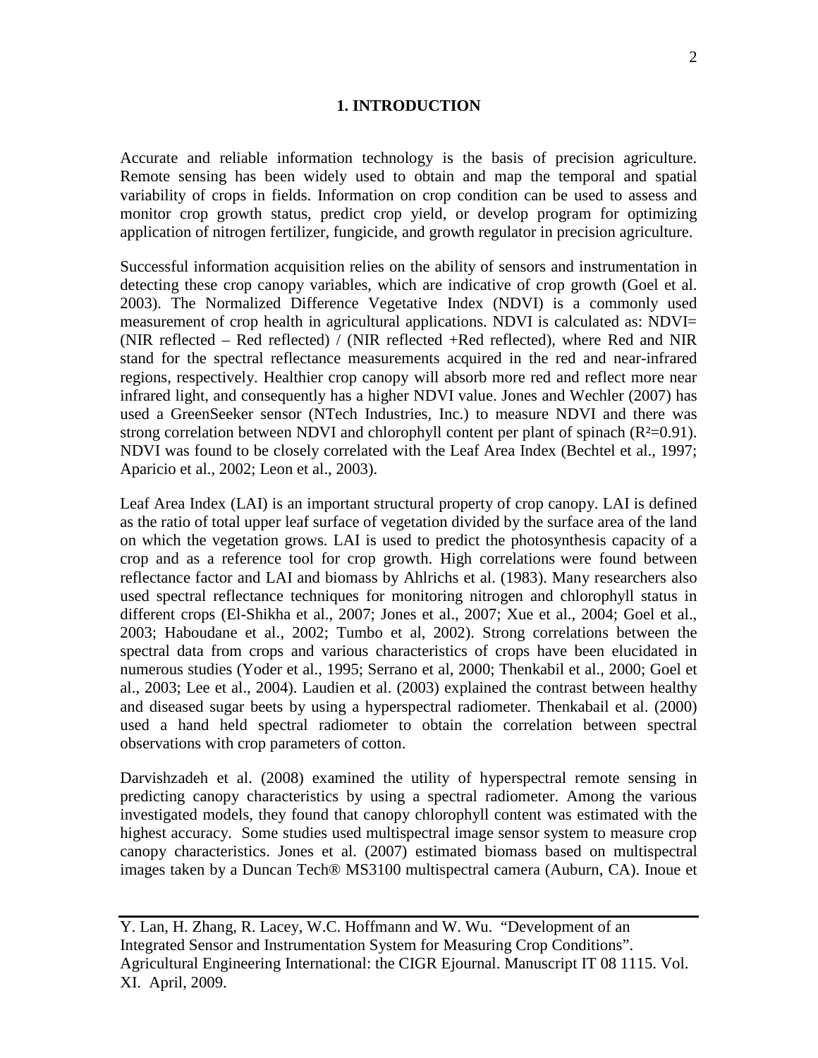# 1. INTRODUCTION

Accurate and reliable information technology is the basis of precision agriculture. Remote sensing has been widely used to obtain and map the temporal and spatial variability of crops in fields. Information on crop condition can be used to assess and monitor crop growth status, predict crop yield, or develop program for optimizing application of nitrogen fertilizer, fungicide, and growth regulator in precision agriculture.

Successful information acquisition relies on the ability of sensors and instrumentation in detecting these crop canopy variables, which are indicative of crop growth (Goel et al. 2003). The Normalized Difference Vegetative Index (NDVI) is a commonly used measurement of crop health in agricultural applications. NDVI is calculated as: NDVI= (NIR reflected – Red reflected) / (NIR reflected +Red reflected), where Red and NIR stand for the spectral reflectance measurements acquired in the red and near-infrared regions, respectively. Healthier crop canopy will absorb more red and reflect more near infrared light, and consequently has a higher NDVI value. Jones and Wechler (2007) has used a GreenSeeker sensor (NTech Industries, Inc.) to measure NDVI and there was strong correlation between NDVI and chlorophyll content per plant of spinach ($R^2$=0.91). NDVI was found to be closely correlated with the Leaf Area Index (Bechtel et al., 1997; Aparicio et al., 2002; Leon et al., 2003).

Leaf Area Index (LAI) is an important structural property of crop canopy. LAI is defined as the ratio of total upper leaf surface of vegetation divided by the surface area of the land on which the vegetation grows. LAI is used to predict the photosynthesis capacity of a crop and as a reference tool for crop growth. High correlations were found between reflectance factor and LAI and biomass by Ahlrichs et al. (1983). Many researchers also used spectral reflectance techniques for monitoring nitrogen and chlorophyll status in different crops (El-Shikha et al., 2007; Jones et al., 2007; Xue et al., 2004; Goel et al., 2003; Haboudane et al., 2002; Tumbo et al, 2002). Strong correlations between the spectral data from crops and various characteristics of crops have been elucidated in numerous studies (Yoder et al., 1995; Serrano et al, 2000; Thenkabil et al., 2000; Goel et al., 2003; Lee et al., 2004). Laudien et al. (2003) explained the contrast between healthy and diseased sugar beets by using a hyperspectral radiometer. Thenkabail et al. (2000) used a hand held spectral radiometer to obtain the correlation between spectral observations with crop parameters of cotton.

Darvishzadeh et al. (2008) examined the utility of hyperspectral remote sensing in predicting canopy characteristics by using a spectral radiometer. Among the various investigated models, they found that canopy chlorophyll content was estimated with the highest accuracy. Some studies used multispectral image sensor system to measure crop canopy characteristics. Jones et al. (2007) estimated biomass based on multispectral images taken by a Duncan Tech® MS3100 multispectral camera (Auburn, CA). Inoue et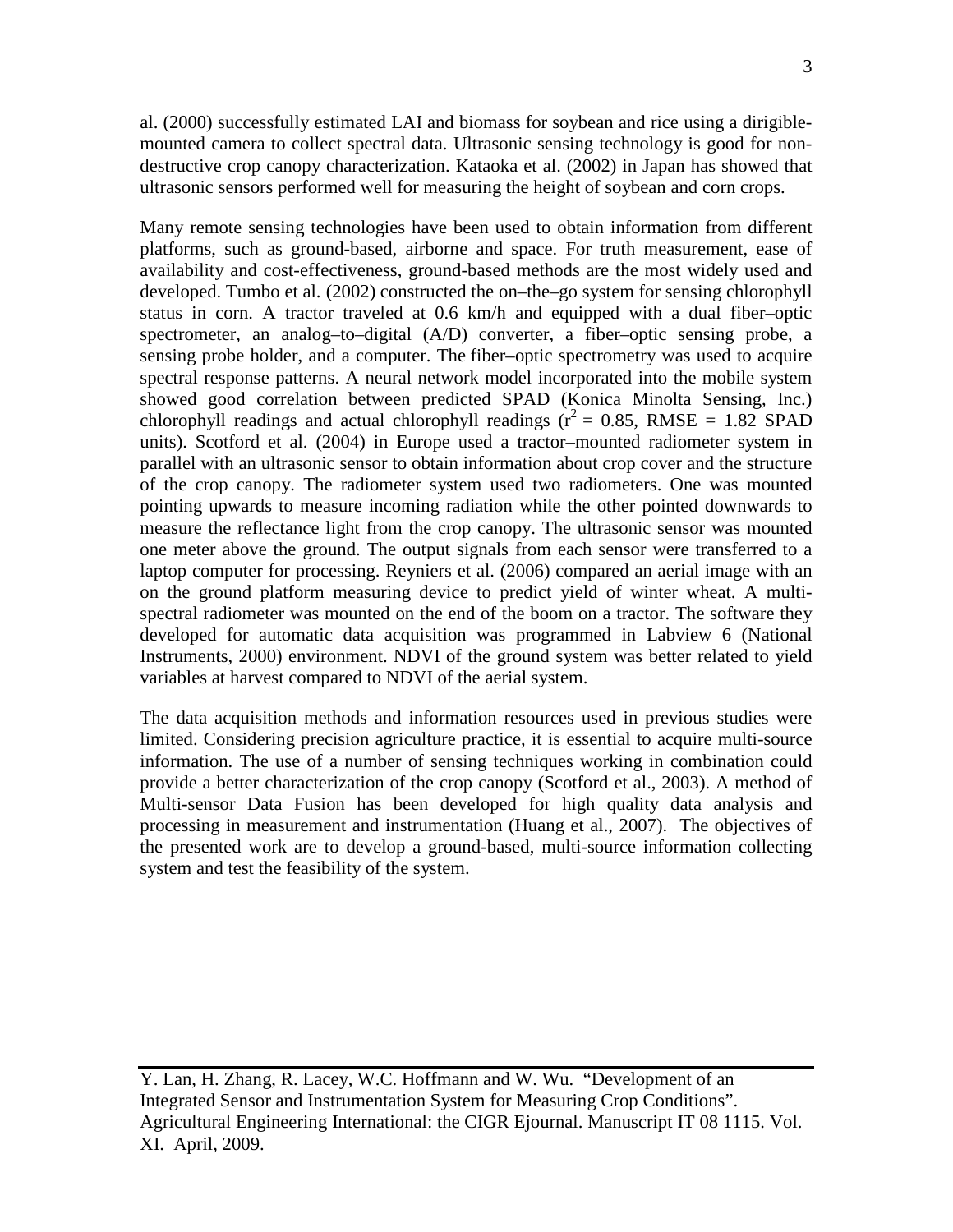al. (2000) successfully estimated LAI and biomass for soybean and rice using a dirigible-mounted camera to collect spectral data. Ultrasonic sensing technology is good for non-destructive crop canopy characterization. Kataoka et al. (2002) in Japan has showed that ultrasonic sensors performed well for measuring the height of soybean and corn crops.

Many remote sensing technologies have been used to obtain information from different platforms, such as ground-based, airborne and space. For truth measurement, ease of availability and cost-effectiveness, ground-based methods are the most widely used and developed. Tumbo et al. (2002) constructed the on–the–go system for sensing chlorophyll status in corn. A tractor traveled at 0.6 km/h and equipped with a dual fiber–optic spectrometer, an analog–to–digital (A/D) converter, a fiber–optic sensing probe, a sensing probe holder, and a computer. The fiber–optic spectrometry was used to acquire spectral response patterns. A neural network model incorporated into the mobile system showed good correlation between predicted SPAD (Konica Minolta Sensing, Inc.) chlorophyll readings and actual chlorophyll readings ($r^2$ = 0.85, RMSE = 1.82 SPAD units). Scotford et al. (2004) in Europe used a tractor–mounted radiometer system in parallel with an ultrasonic sensor to obtain information about crop cover and the structure of the crop canopy. The radiometer system used two radiometers. One was mounted pointing upwards to measure incoming radiation while the other pointed downwards to measure the reflectance light from the crop canopy. The ultrasonic sensor was mounted one meter above the ground. The output signals from each sensor were transferred to a laptop computer for processing. Reyniers et al. (2006) compared an aerial image with an on the ground platform measuring device to predict yield of winter wheat. A multi-spectral radiometer was mounted on the end of the boom on a tractor. The software they developed for automatic data acquisition was programmed in Labview 6 (National Instruments, 2000) environment. NDVI of the ground system was better related to yield variables at harvest compared to NDVI of the aerial system.

The data acquisition methods and information resources used in previous studies were limited. Considering precision agriculture practice, it is essential to acquire multi-source information. The use of a number of sensing techniques working in combination could provide a better characterization of the crop canopy (Scotford et al., 2003). A method of Multi-sensor Data Fusion has been developed for high quality data analysis and processing in measurement and instrumentation (Huang et al., 2007). The objectives of the presented work are to develop a ground-based, multi-source information collecting system and test the feasibility of the system.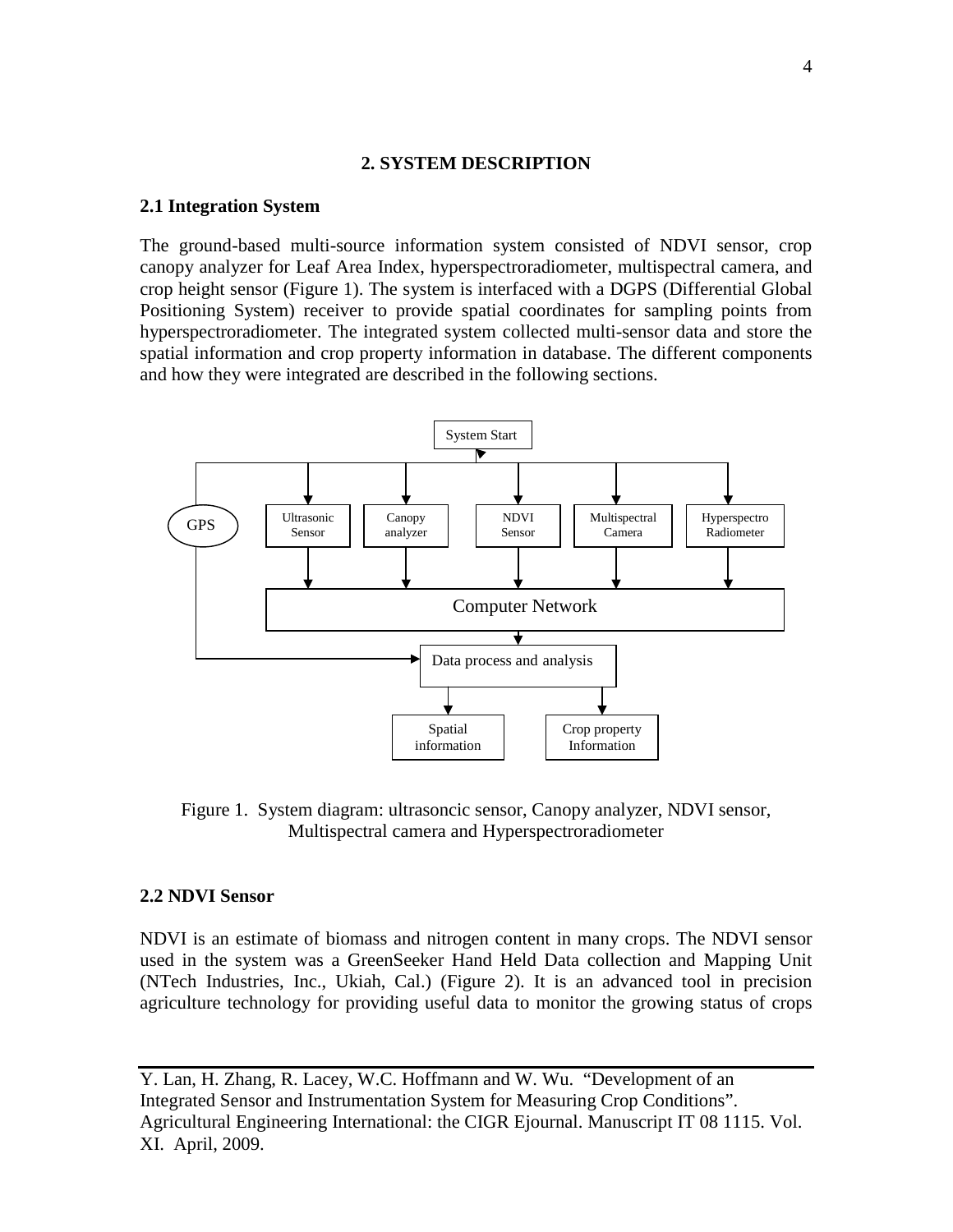## 2. SYSTEM DESCRIPTION

### 2.1 Integration System

The ground-based multi-source information system consisted of NDVI sensor, crop canopy analyzer for Leaf Area Index, hyperspectroradiometer, multispectral camera, and crop height sensor (Figure 1). The system is interfaced with a DGPS (Differential Global Positioning System) receiver to provide spatial coordinates for sampling points from hyperspectroradiometer. The integrated system collected multi-sensor data and store the spatial information and crop property information in database. The different components and how they were integrated are described in the following sections.

Figure 1. System diagram: ultrasoncic sensor, Canopy analyzer, NDVI sensor, Multispectral camera and Hyperspectroradiometer

### 2.2 NDVI Sensor

NDVI is an estimate of biomass and nitrogen content in many crops. The NDVI sensor used in the system was a GreenSeeker Hand Held Data collection and Mapping Unit (NTech Industries, Inc., Ukiah, Cal.) (Figure 2). It is an advanced tool in precision agriculture technology for providing useful data to monitor the growing status of crops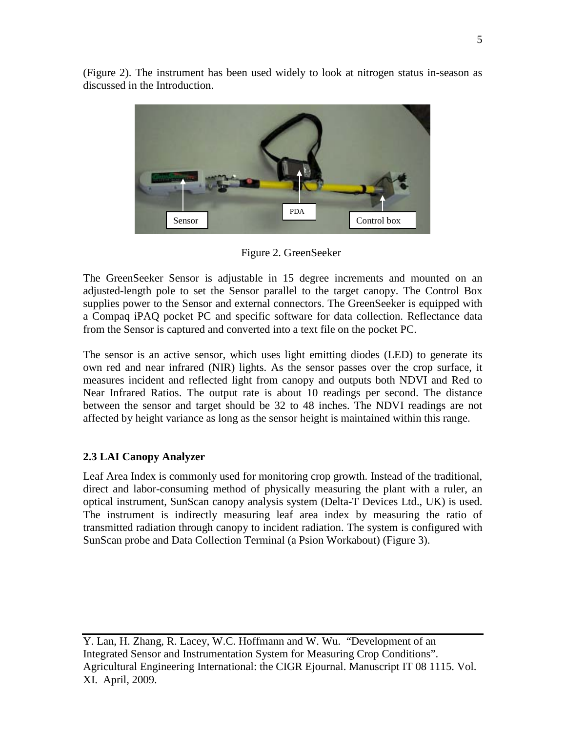(Figure 2). The instrument has been used widely to look at nitrogen status in-season as discussed in the Introduction.

Figure 2. GreenSeeker

The GreenSeeker Sensor is adjustable in 15 degree increments and mounted on an adjusted-length pole to set the Sensor parallel to the target canopy. The Control Box supplies power to the Sensor and external connectors. The GreenSeeker is equipped with a Compaq iPAQ pocket PC and specific software for data collection. Reflectance data from the Sensor is captured and converted into a text file on the pocket PC.

The sensor is an active sensor, which uses light emitting diodes (LED) to generate its own red and near infrared (NIR) lights. As the sensor passes over the crop surface, it measures incident and reflected light from canopy and outputs both NDVI and Red to Near Infrared Ratios. The output rate is about 10 readings per second. The distance between the sensor and target should be 32 to 48 inches. The NDVI readings are not affected by height variance as long as the sensor height is maintained within this range.

### 2.3 LAI Canopy Analyzer

Leaf Area Index is commonly used for monitoring crop growth. Instead of the traditional, direct and labor-consuming method of physically measuring the plant with a ruler, an optical instrument, SunScan canopy analysis system (Delta-T Devices Ltd., UK) is used. The instrument is indirectly measuring leaf area index by measuring the ratio of transmitted radiation through canopy to incident radiation. The system is configured with SunScan probe and Data Collection Terminal (a Psion Workabout) (Figure 3).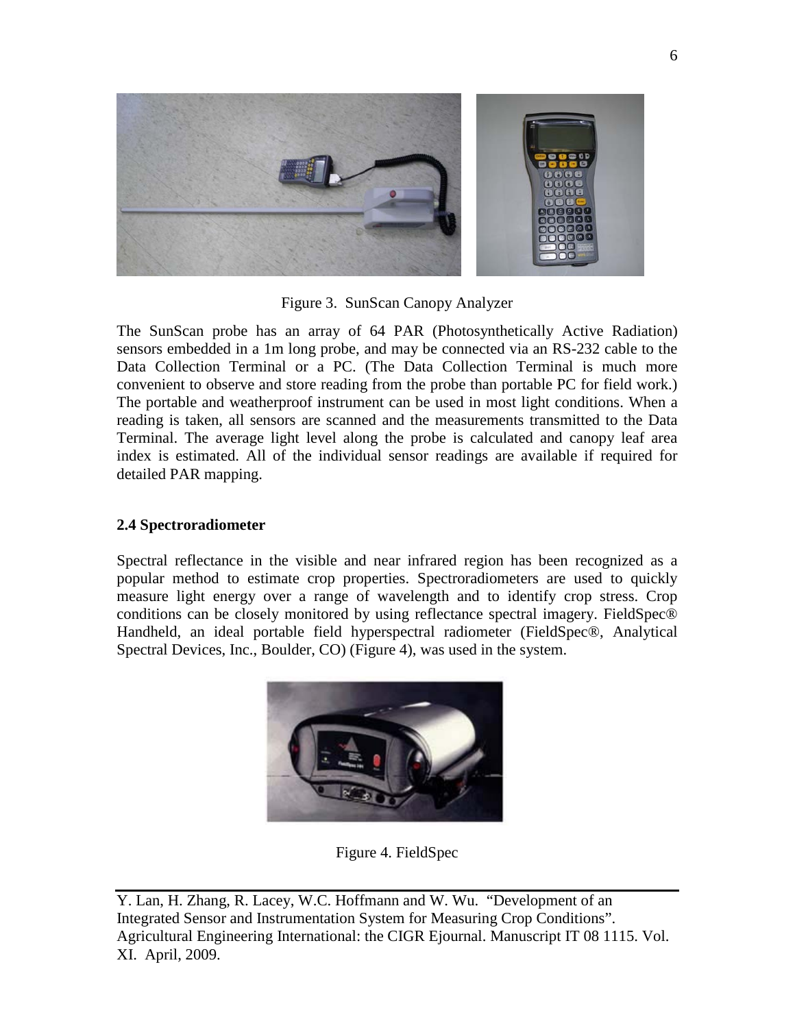Figure 3. SunScan Canopy Analyzer

The SunScan probe has an array of 64 PAR (Photosynthetically Active Radiation) sensors embedded in a 1m long probe, and may be connected via an RS-232 cable to the Data Collection Terminal or a PC. (The Data Collection Terminal is much more convenient to observe and store reading from the probe than portable PC for field work.) The portable and weatherproof instrument can be used in most light conditions. When a reading is taken, all sensors are scanned and the measurements transmitted to the Data Terminal. The average light level along the probe is calculated and canopy leaf area index is estimated. All of the individual sensor readings are available if required for detailed PAR mapping.

**2.4 Spectroradiometer**

Spectral reflectance in the visible and near infrared region has been recognized as a popular method to estimate crop properties. Spectroradiometers are used to quickly measure light energy over a range of wavelength and to identify crop stress. Crop conditions can be closely monitored by using reflectance spectral imagery. FieldSpec® Handheld, an ideal portable field hyperspectral radiometer (FieldSpec®, Analytical Spectral Devices, Inc., Boulder, CO) (Figure 4), was used in the system.

Figure 4. FieldSpec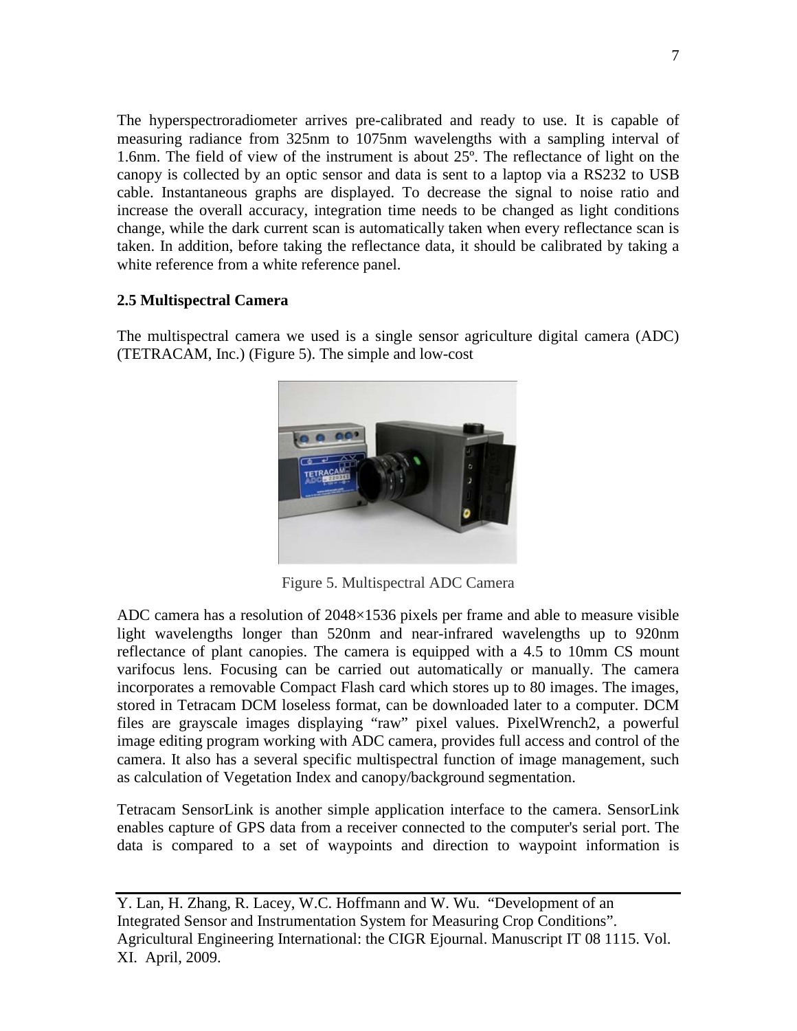The hyperspectroradiometer arrives pre-calibrated and ready to use. It is capable of measuring radiance from 325nm to 1075nm wavelengths with a sampling interval of 1.6nm. The field of view of the instrument is about 25º. The reflectance of light on the canopy is collected by an optic sensor and data is sent to a laptop via a RS232 to USB cable. Instantaneous graphs are displayed. To decrease the signal to noise ratio and increase the overall accuracy, integration time needs to be changed as light conditions change, while the dark current scan is automatically taken when every reflectance scan is taken. In addition, before taking the reflectance data, it should be calibrated by taking a white reference from a white reference panel.

### 2.5 Multispectral Camera

The multispectral camera we used is a single sensor agriculture digital camera (ADC) (TETRACAM, Inc.) (Figure 5). The simple and low-cost

Figure 5. Multispectral ADC Camera

ADC camera has a resolution of 2048×1536 pixels per frame and able to measure visible light wavelengths longer than 520nm and near-infrared wavelengths up to 920nm reflectance of plant canopies. The camera is equipped with a 4.5 to 10mm CS mount varifocus lens. Focusing can be carried out automatically or manually. The camera incorporates a removable Compact Flash card which stores up to 80 images. The images, stored in Tetracam DCM loseless format, can be downloaded later to a computer. DCM files are grayscale images displaying "raw" pixel values. PixelWrench2, a powerful image editing program working with ADC camera, provides full access and control of the camera. It also has a several specific multispectral function of image management, such as calculation of Vegetation Index and canopy/background segmentation.

Tetracam SensorLink is another simple application interface to the camera. SensorLink enables capture of GPS data from a receiver connected to the computer's serial port. The data is compared to a set of waypoints and direction to waypoint information is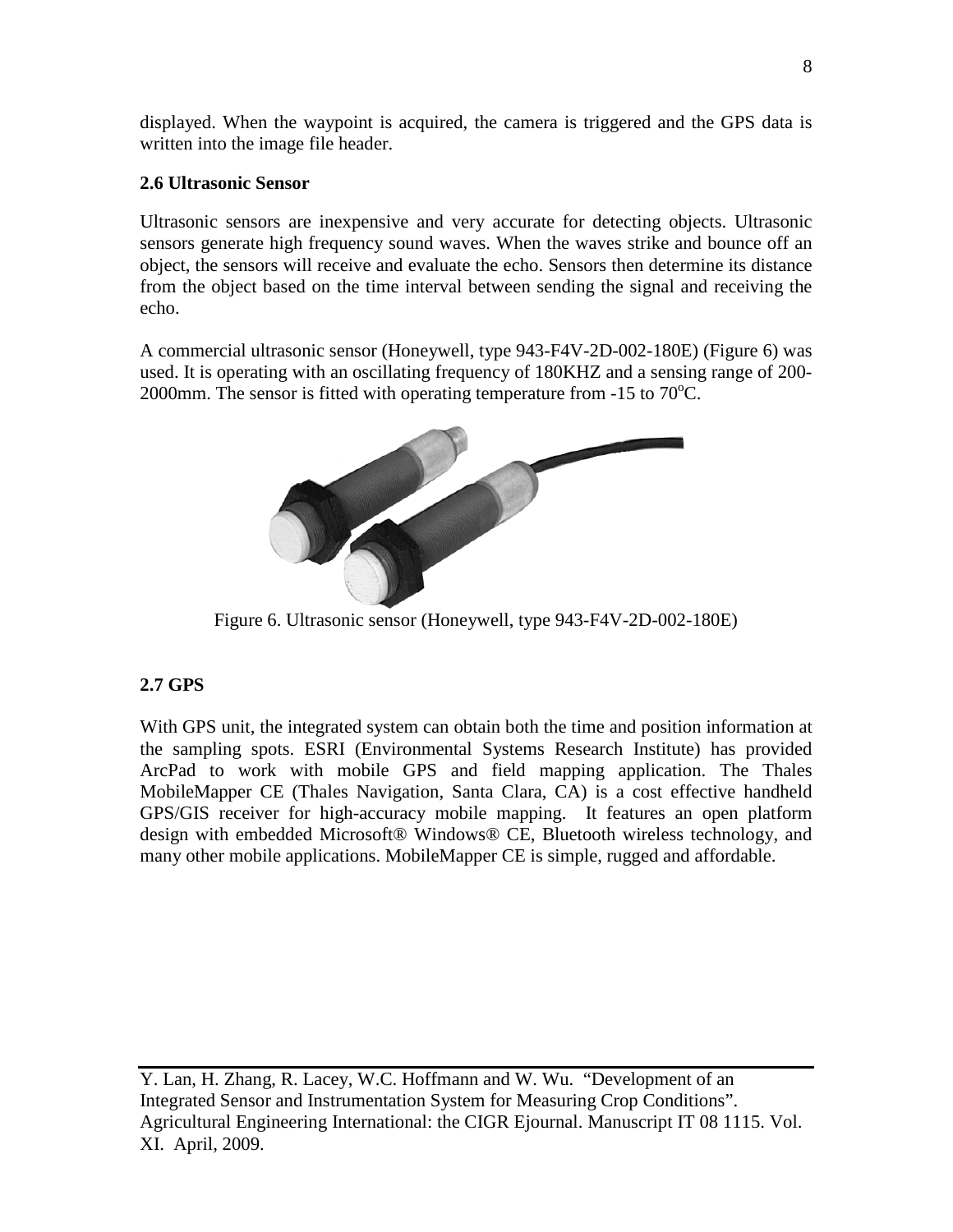displayed. When the waypoint is acquired, the camera is triggered and the GPS data is written into the image file header.

### 2.6 Ultrasonic Sensor

Ultrasonic sensors are inexpensive and very accurate for detecting objects. Ultrasonic sensors generate high frequency sound waves. When the waves strike and bounce off an object, the sensors will receive and evaluate the echo. Sensors then determine its distance from the object based on the time interval between sending the signal and receiving the echo.

A commercial ultrasonic sensor (Honeywell, type 943-F4V-2D-002-180E) (Figure 6) was used. It is operating with an oscillating frequency of 180KHZ and a sensing range of 200-2000mm. The sensor is fitted with operating temperature from -15 to 70$^{o}$C.

Figure 6. Ultrasonic sensor (Honeywell, type 943-F4V-2D-002-180E)

### 2.7 GPS

With GPS unit, the integrated system can obtain both the time and position information at the sampling spots. ESRI (Environmental Systems Research Institute) has provided ArcPad to work with mobile GPS and field mapping application. The Thales MobileMapper CE (Thales Navigation, Santa Clara, CA) is a cost effective handheld GPS/GIS receiver for high-accuracy mobile mapping. It features an open platform design with embedded Microsoft® Windows® CE, Bluetooth wireless technology, and many other mobile applications. MobileMapper CE is simple, rugged and affordable.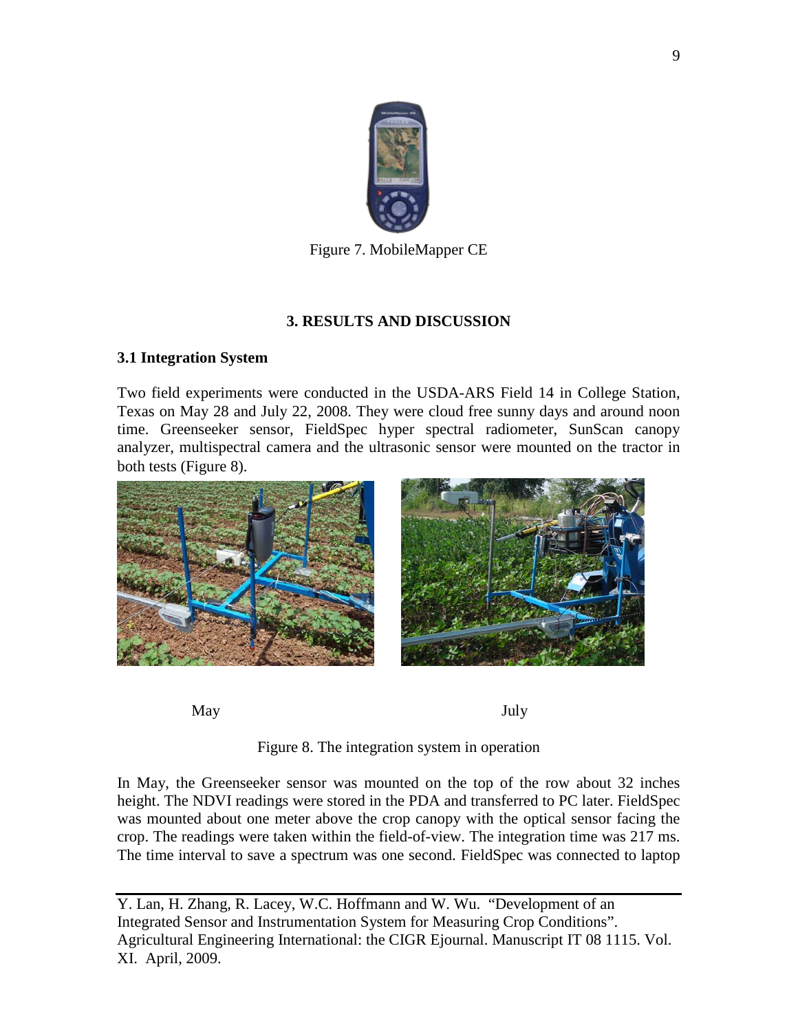Figure 7. MobileMapper CE

## 3. RESULTS AND DISCUSSION

### 3.1 Integration System

Two field experiments were conducted in the USDA-ARS Field 14 in College Station, Texas on May 28 and July 22, 2008. They were cloud free sunny days and around noon time. Greenseeker sensor, FieldSpec hyper spectral radiometer, SunScan canopy analyzer, multispectral camera and the ultrasonic sensor were mounted on the tractor in both tests (Figure 8).

May

July

Figure 8. The integration system in operation

In May, the Greenseeker sensor was mounted on the top of the row about 32 inches height. The NDVI readings were stored in the PDA and transferred to PC later. FieldSpec was mounted about one meter above the crop canopy with the optical sensor facing the crop. The readings were taken within the field-of-view. The integration time was 217 ms. The time interval to save a spectrum was one second. FieldSpec was connected to laptop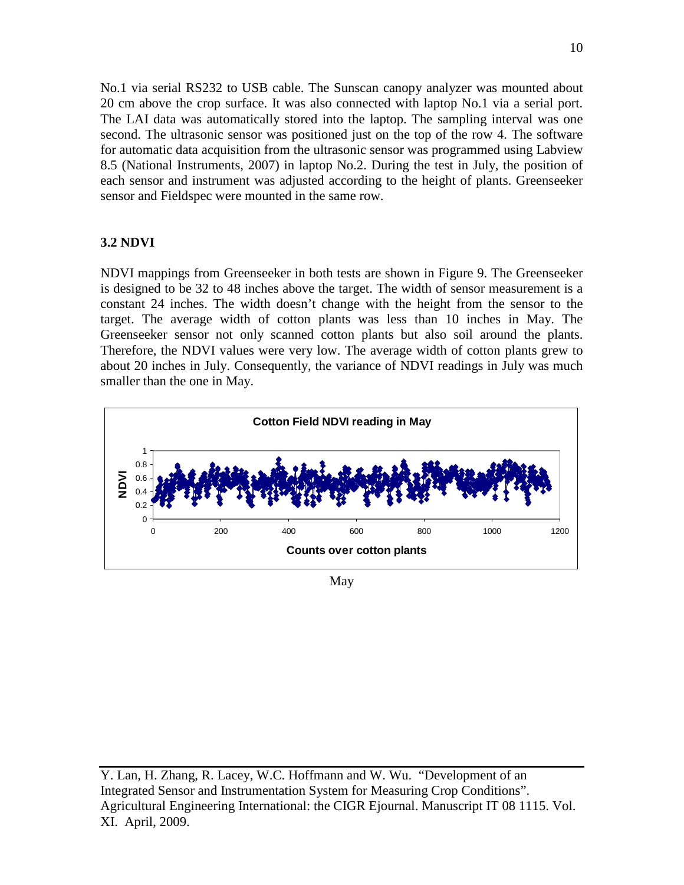No.1 via serial RS232 to USB cable. The Sunscan canopy analyzer was mounted about 20 cm above the crop surface. It was also connected with laptop No.1 via a serial port. The LAI data was automatically stored into the laptop. The sampling interval was one second. The ultrasonic sensor was positioned just on the top of the row 4. The software for automatic data acquisition from the ultrasonic sensor was programmed using Labview 8.5 (National Instruments, 2007) in laptop No.2. During the test in July, the position of each sensor and instrument was adjusted according to the height of plants. Greenseeker sensor and Fieldspec were mounted in the same row.

### 3.2 NDVI

NDVI mappings from Greenseeker in both tests are shown in Figure 9. The Greenseeker is designed to be 32 to 48 inches above the target. The width of sensor measurement is a constant 24 inches. The width doesn't change with the height from the sensor to the target. The average width of cotton plants was less than 10 inches in May. The Greenseeker sensor not only scanned cotton plants but also soil around the plants. Therefore, the NDVI values were very low. The average width of cotton plants grew to about 20 inches in July. Consequently, the variance of NDVI readings in July was much smaller than the one in May.

May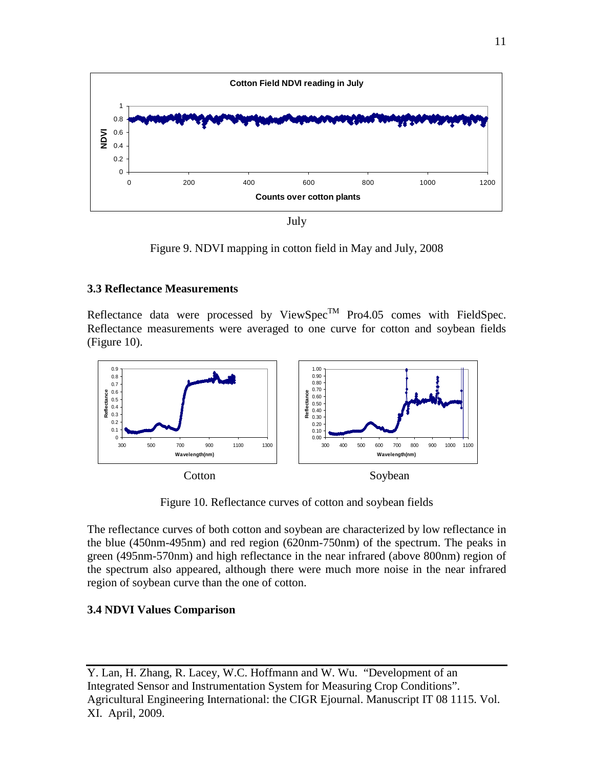July

Figure 9. NDVI mapping in cotton field in May and July, 2008

### 3.3 Reflectance Measurements

Reflectance data were processed by ViewSpec$^{TM}$ Pro4.05 comes with FieldSpec. Reflectance measurements were averaged to one curve for cotton and soybean fields (Figure 10).

Cotton Soybean

Figure 10. Reflectance curves of cotton and soybean fields

The reflectance curves of both cotton and soybean are characterized by low reflectance in the blue (450nm-495nm) and red region (620nm-750nm) of the spectrum. The peaks in green (495nm-570nm) and high reflectance in the near infrared (above 800nm) region of the spectrum also appeared, although there were much more noise in the near infrared region of soybean curve than the one of cotton.

### 3.4 NDVI Values Comparison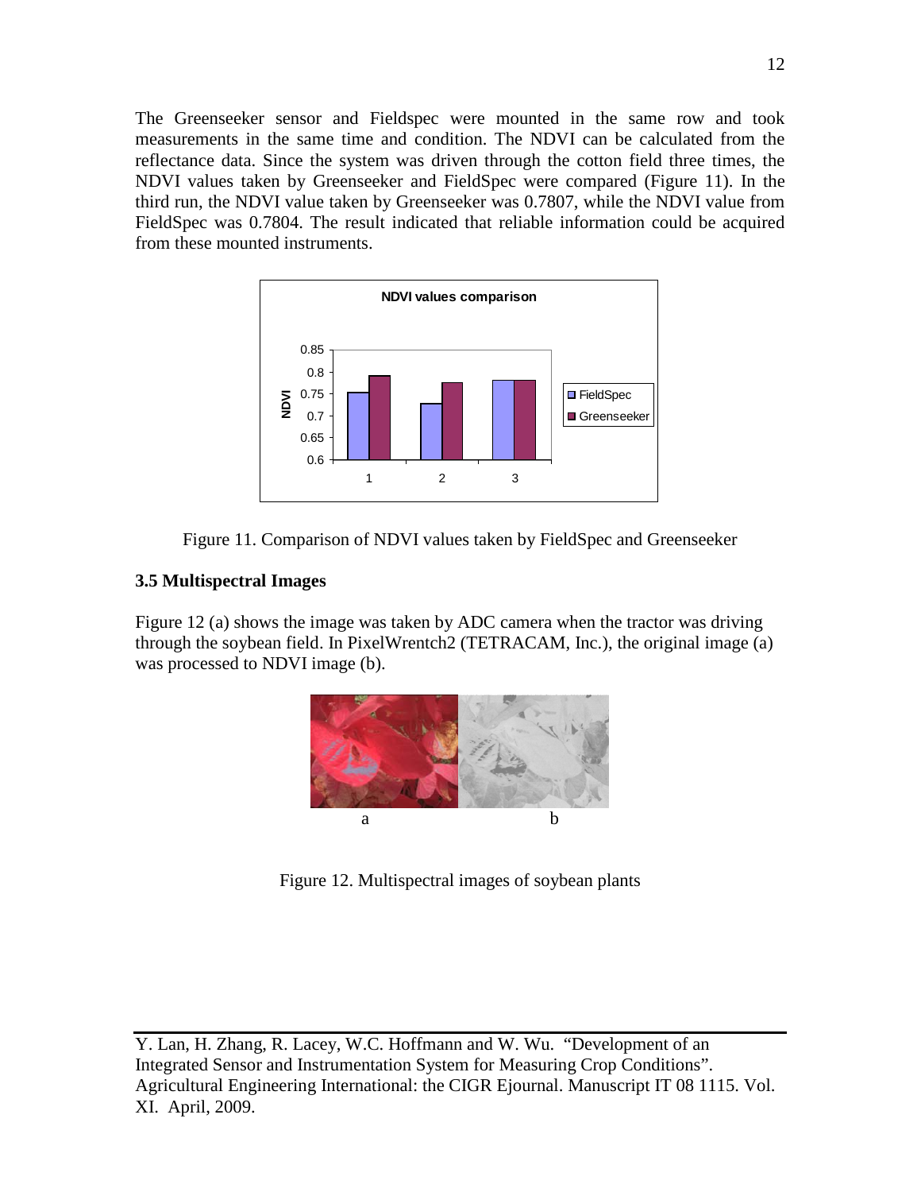The Greenseeker sensor and Fieldspec were mounted in the same row and took measurements in the same time and condition. The NDVI can be calculated from the reflectance data. Since the system was driven through the cotton field three times, the NDVI values taken by Greenseeker and FieldSpec were compared (Figure 11). In the third run, the NDVI value taken by Greenseeker was 0.7807, while the NDVI value from FieldSpec was 0.7804. The result indicated that reliable information could be acquired from these mounted instruments.

Figure 11. Comparison of NDVI values taken by FieldSpec and Greenseeker

### 3.5 Multispectral Images

Figure 12 (a) shows the image was taken by ADC camera when the tractor was driving through the soybean field. In PixelWrentch2 (TETRACAM, Inc.), the original image (a) was processed to NDVI image (b).

Figure 12. Multispectral images of soybean plants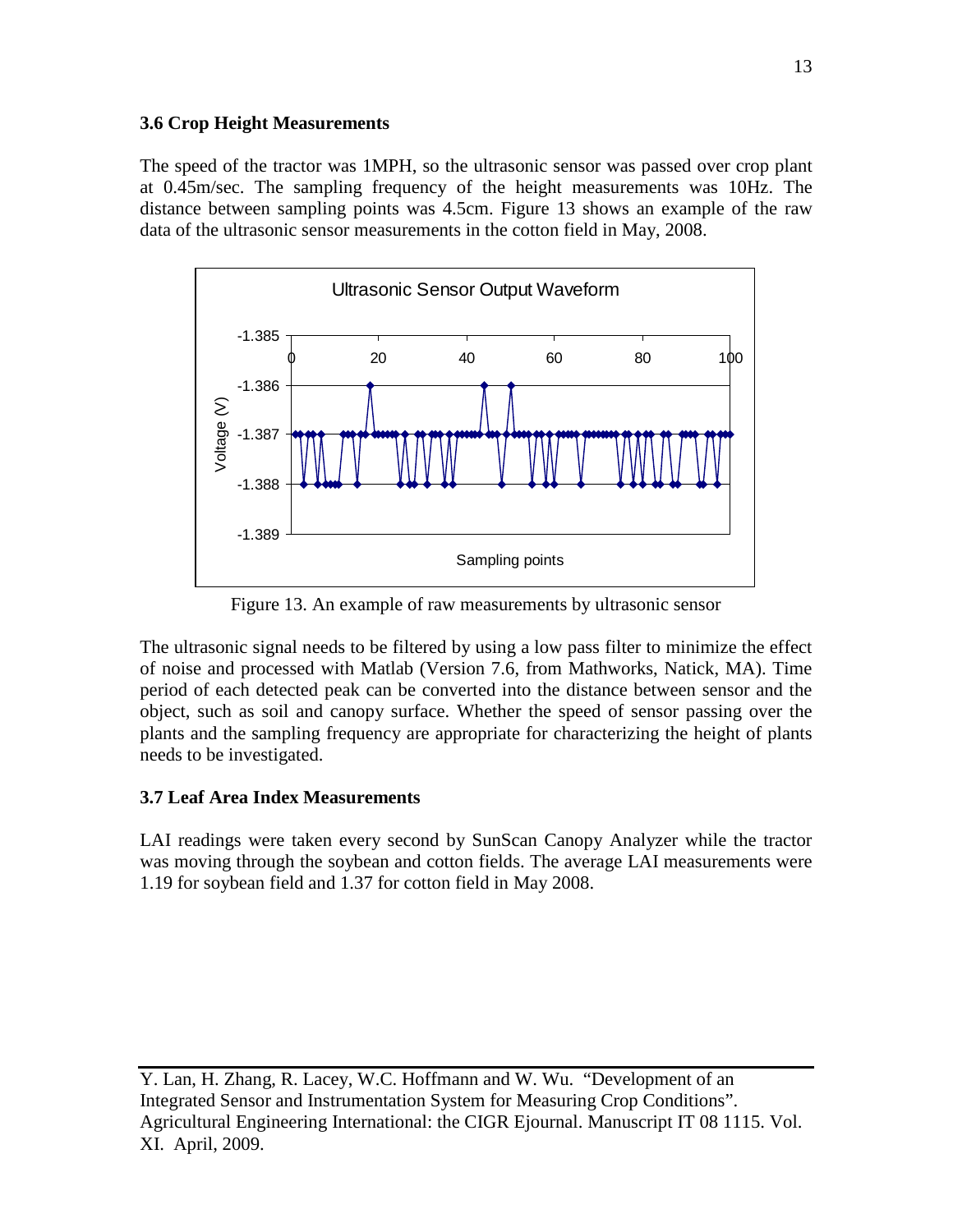### 3.6 Crop Height Measurements

The speed of the tractor was 1MPH, so the ultrasonic sensor was passed over crop plant at 0.45m/sec. The sampling frequency of the height measurements was 10Hz. The distance between sampling points was 4.5cm. Figure 13 shows an example of the raw data of the ultrasonic sensor measurements in the cotton field in May, 2008.

Figure 13. An example of raw measurements by ultrasonic sensor

The ultrasonic signal needs to be filtered by using a low pass filter to minimize the effect of noise and processed with Matlab (Version 7.6, from Mathworks, Natick, MA). Time period of each detected peak can be converted into the distance between sensor and the object, such as soil and canopy surface. Whether the speed of sensor passing over the plants and the sampling frequency are appropriate for characterizing the height of plants needs to be investigated.

### 3.7 Leaf Area Index Measurements

LAI readings were taken every second by SunScan Canopy Analyzer while the tractor was moving through the soybean and cotton fields. The average LAI measurements were 1.19 for soybean field and 1.37 for cotton field in May 2008.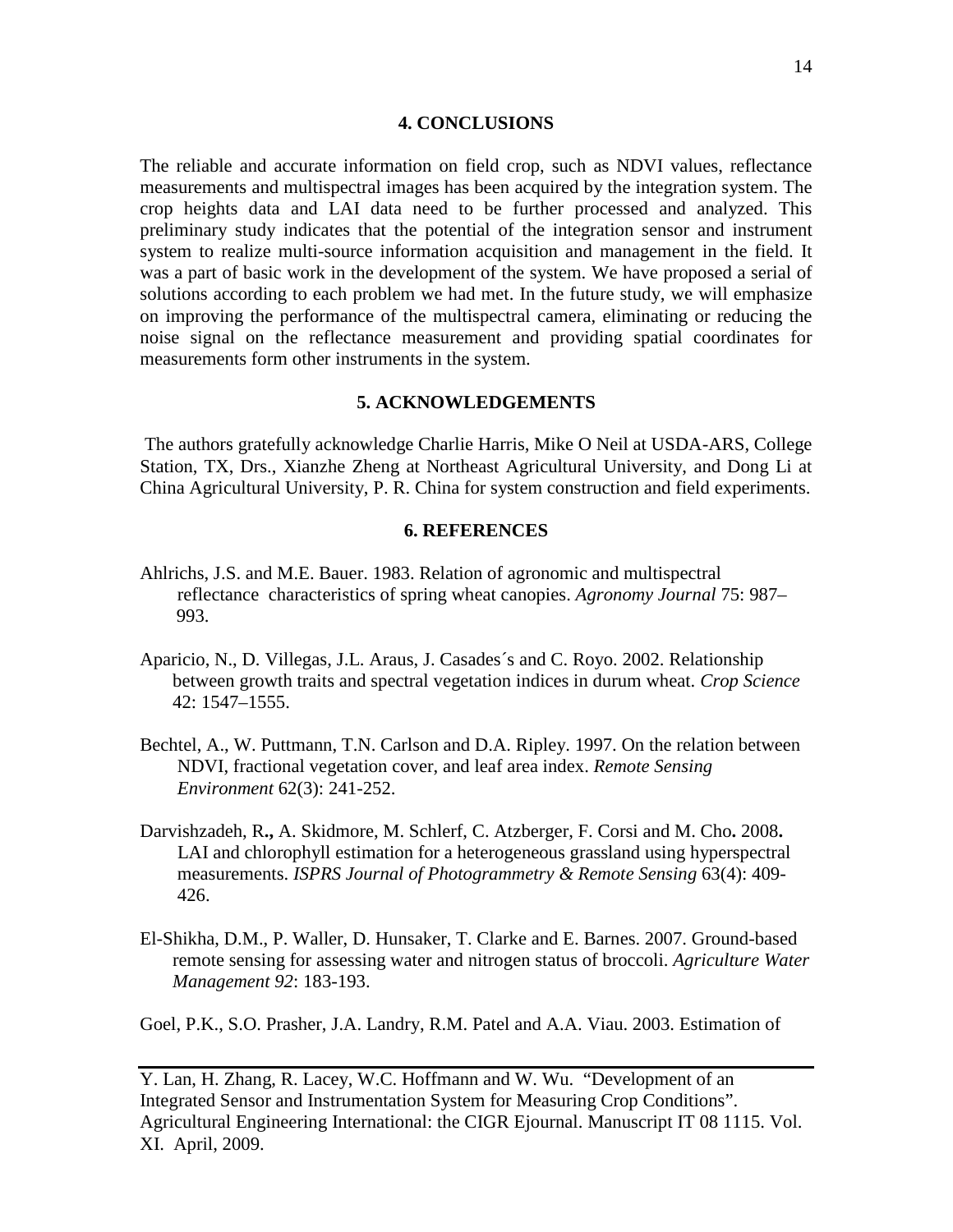## 4. CONCLUSIONS

The reliable and accurate information on field crop, such as NDVI values, reflectance measurements and multispectral images has been acquired by the integration system. The crop heights data and LAI data need to be further processed and analyzed. This preliminary study indicates that the potential of the integration sensor and instrument system to realize multi-source information acquisition and management in the field. It was a part of basic work in the development of the system. We have proposed a serial of solutions according to each problem we had met. In the future study, we will emphasize on improving the performance of the multispectral camera, eliminating or reducing the noise signal on the reflectance measurement and providing spatial coordinates for measurements form other instruments in the system.

## 5. ACKNOWLEDGEMENTS

The authors gratefully acknowledge Charlie Harris, Mike O Neil at USDA-ARS, College Station, TX, Drs., Xianzhe Zheng at Northeast Agricultural University, and Dong Li at China Agricultural University, P. R. China for system construction and field experiments.

## 6. REFERENCES

Ahlrichs, J.S. and M.E. Bauer. 1983. Relation of agronomic and multispectral reflectance characteristics of spring wheat canopies. *Agronomy Journal* 75: 987–993.

Aparicio, N., D. Villegas, J.L. Araus, J. Casades´s and C. Royo. 2002. Relationship between growth traits and spectral vegetation indices in durum wheat. *Crop Science* 42: 1547–1555.

Bechtel, A., W. Puttmann, T.N. Carlson and D.A. Ripley. 1997. On the relation between NDVI, fractional vegetation cover, and leaf area index. *Remote Sensing Environment* 62(3): 241-252.

Darvishzadeh, R**.,** A. Skidmore, M. Schlerf, C. Atzberger, F. Corsi and M. Cho**.** 2008**.** LAI and chlorophyll estimation for a heterogeneous grassland using hyperspectral measurements. *ISPRS Journal of Photogrammetry & Remote Sensing* 63(4): 409-426.

El-Shikha, D.M., P. Waller, D. Hunsaker, T. Clarke and E. Barnes. 2007. Ground-based remote sensing for assessing water and nitrogen status of broccoli. *Agriculture Water Management 92*: 183-193.

Goel, P.K., S.O. Prasher, J.A. Landry, R.M. Patel and A.A. Viau. 2003. Estimation of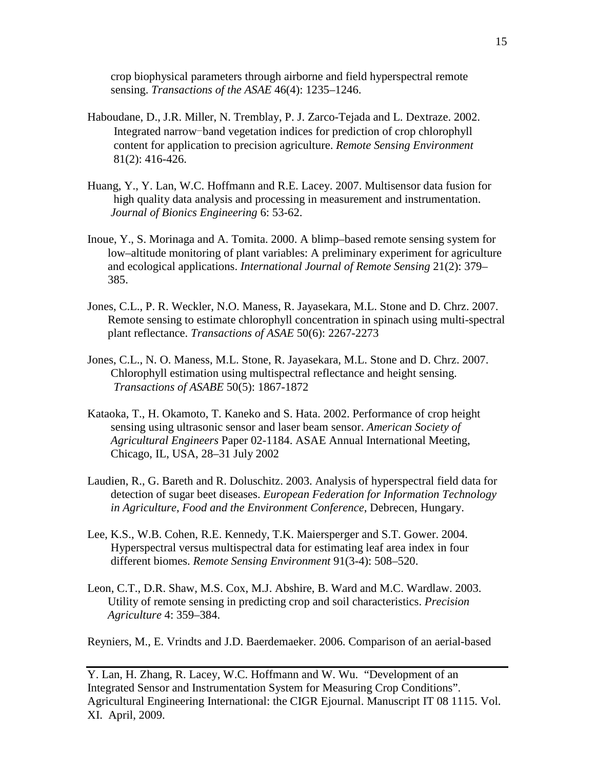crop biophysical parameters through airborne and field hyperspectral remote sensing. *Transactions of the ASAE* 46(4): 1235–1246.

Haboudane, D., J.R. Miller, N. Tremblay, P. J. Zarco-Tejada and L. Dextraze. 2002. Integrated narrow−band vegetation indices for prediction of crop chlorophyll content for application to precision agriculture. *Remote Sensing Environment* 81(2): 416-426.

Huang, Y., Y. Lan, W.C. Hoffmann and R.E. Lacey. 2007. Multisensor data fusion for high quality data analysis and processing in measurement and instrumentation. *Journal of Bionics Engineering* 6: 53-62.

Inoue, Y., S. Morinaga and A. Tomita. 2000. A blimp–based remote sensing system for low–altitude monitoring of plant variables: A preliminary experiment for agriculture and ecological applications. *International Journal of Remote Sensing* 21(2): 379–385.

Jones, C.L., P. R. Weckler, N.O. Maness, R. Jayasekara, M.L. Stone and D. Chrz. 2007. Remote sensing to estimate chlorophyll concentration in spinach using multi-spectral plant reflectance. *Transactions of ASAE* 50(6): 2267-2273

Jones, C.L., N. O. Maness, M.L. Stone, R. Jayasekara, M.L. Stone and D. Chrz. 2007. Chlorophyll estimation using multispectral reflectance and height sensing. *Transactions of ASABE* 50(5): 1867-1872

Kataoka, T., H. Okamoto, T. Kaneko and S. Hata. 2002. Performance of crop height sensing using ultrasonic sensor and laser beam sensor. *American Society of Agricultural Engineers* Paper 02-1184. ASAE Annual International Meeting, Chicago, IL, USA, 28–31 July 2002

Laudien, R., G. Bareth and R. Doluschitz. 2003. Analysis of hyperspectral field data for detection of sugar beet diseases. *European Federation for Information Technology in Agriculture, Food and the Environment Conference*, Debrecen, Hungary.

Lee, K.S., W.B. Cohen, R.E. Kennedy, T.K. Maiersperger and S.T. Gower. 2004. Hyperspectral versus multispectral data for estimating leaf area index in four different biomes. *Remote Sensing Environment* 91(3-4): 508–520.

Leon, C.T., D.R. Shaw, M.S. Cox, M.J. Abshire, B. Ward and M.C. Wardlaw. 2003. Utility of remote sensing in predicting crop and soil characteristics. *Precision Agriculture* 4: 359–384.

Reyniers, M., E. Vrindts and J.D. Baerdemaeker. 2006. Comparison of an aerial-based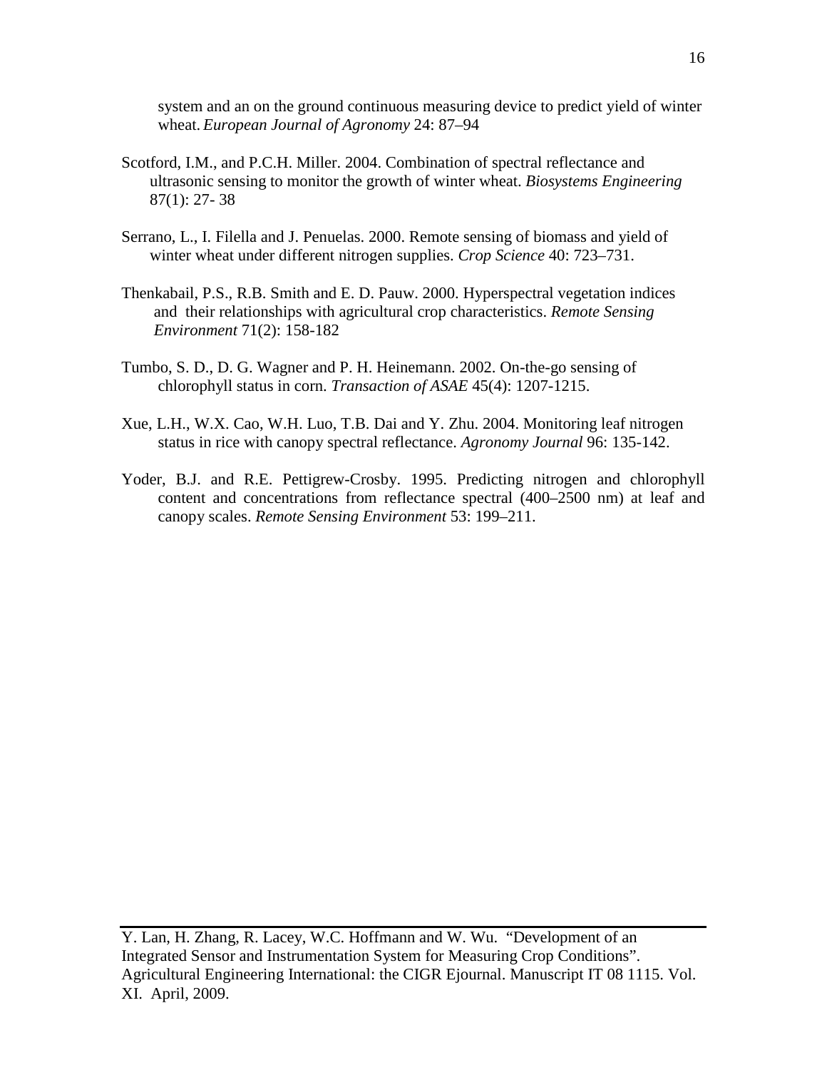system and an on the ground continuous measuring device to predict yield of winter wheat. *European Journal of Agronomy* 24: 87–94

Scotford, I.M., and P.C.H. Miller. 2004. Combination of spectral reflectance and ultrasonic sensing to monitor the growth of winter wheat. *Biosystems Engineering* 87(1): 27- 38

Serrano, L., I. Filella and J. Penuelas. 2000. Remote sensing of biomass and yield of winter wheat under different nitrogen supplies. *Crop Science* 40: 723–731.

Thenkabail, P.S., R.B. Smith and E. D. Pauw. 2000. Hyperspectral vegetation indices and their relationships with agricultural crop characteristics. *Remote Sensing Environment* 71(2): 158-182

Tumbo, S. D., D. G. Wagner and P. H. Heinemann. 2002. On-the-go sensing of chlorophyll status in corn. *Transaction of ASAE* 45(4): 1207-1215.

Xue, L.H., W.X. Cao, W.H. Luo, T.B. Dai and Y. Zhu. 2004. Monitoring leaf nitrogen status in rice with canopy spectral reflectance. *Agronomy Journal* 96: 135-142.

Yoder, B.J. and R.E. Pettigrew-Crosby. 1995. Predicting nitrogen and chlorophyll content and concentrations from reflectance spectral (400–2500 nm) at leaf and canopy scales. *Remote Sensing Environment* 53: 199–211.